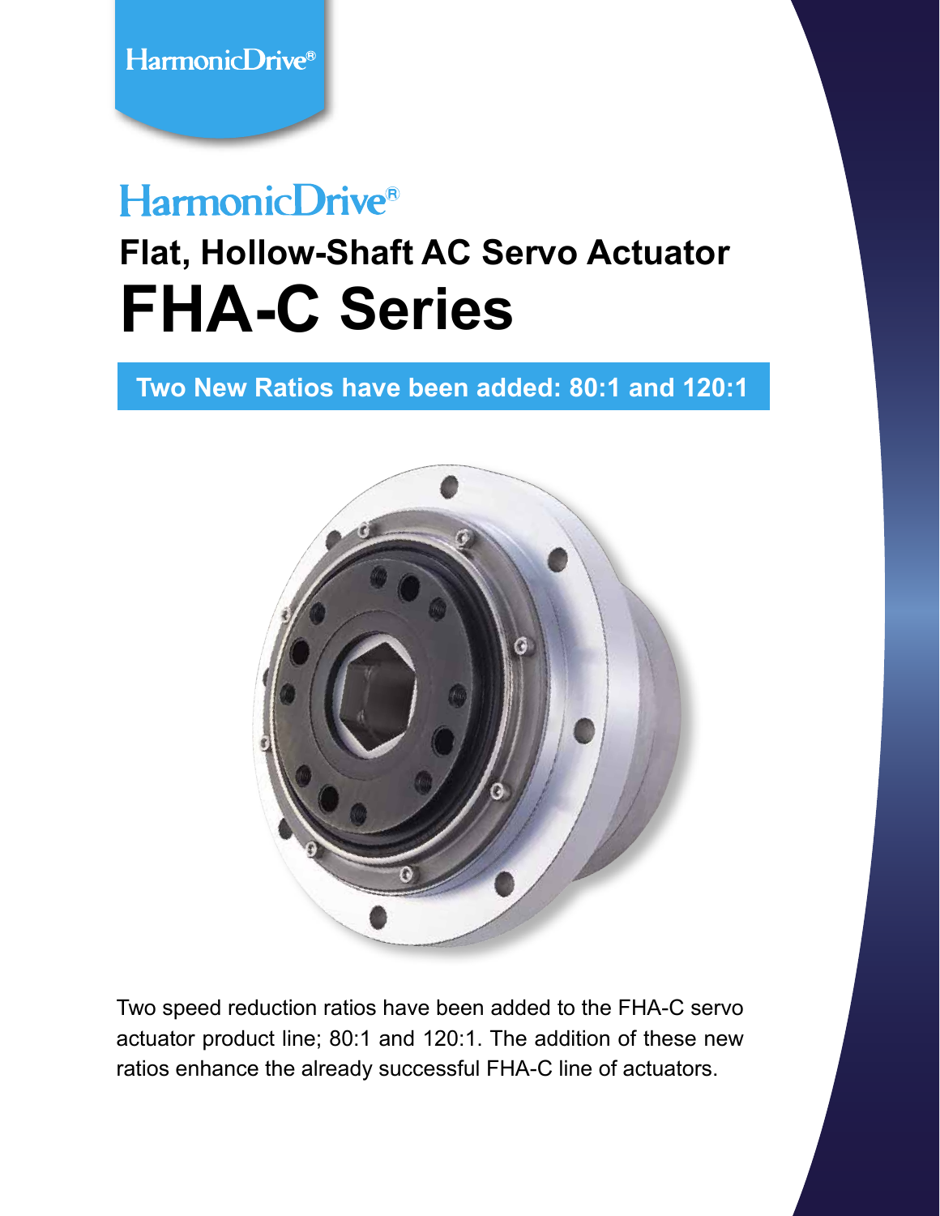HarmonicDrive®

# HarmonicDrive®

## Flat, Hollow-Shaft AC Servo Actuator

# FHA-C Series

**Two New Ratios have been added: 80:1 and 120:1**

Two speed reduction ratios have been added to the FHA-C servo actuator product line; 80:1 and 120:1. The addition of these new ratios enhance the already successful FHA-C line of actuators.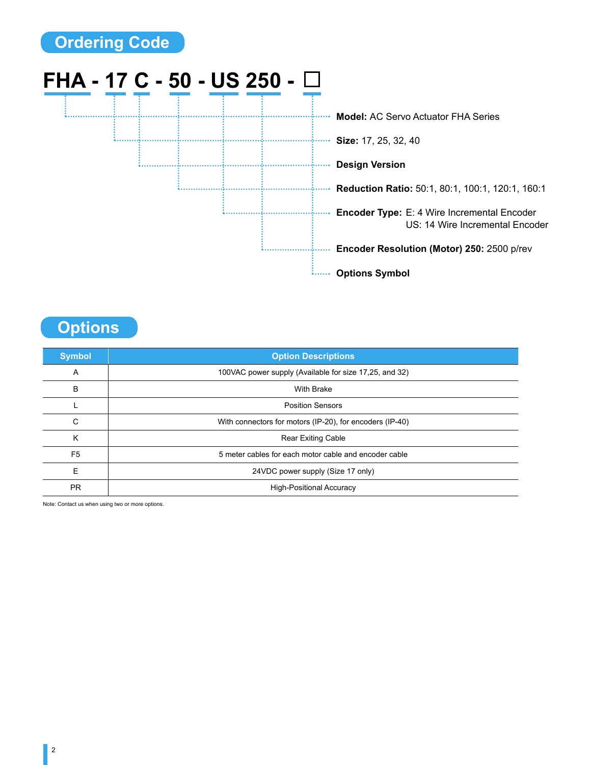## Ordering Code

**FHA - 17 C - 50 - US 250 - □**

- **Model:** AC Servo Actuator FHA Series
- **Size:** 17, 25, 32, 40
- **Design Version**
- **Reduction Ratio:** 50:1, 80:1, 100:1, 120:1, 160:1
- **Encoder Type:** E: 4 Wire Incremental Encoder
  US: 14 Wire Incremental Encoder
- **Encoder Resolution (Motor) 250:** 2500 p/rev
- **Options Symbol**

## Options

| Symbol | Option Descriptions |
|---|---|
| A | 100VAC power supply (Available for size 17,25, and 32) |
| B | With Brake |
| L | Position Sensors |
| C | With connectors for motors (IP-20), for encoders (IP-40) |
| K | Rear Exiting Cable |
| F5 | 5 meter cables for each motor cable and encoder cable |
| E | 24VDC power supply (Size 17 only) |
| PR | High-Positional Accuracy |

Note: Contact us when using two or more options.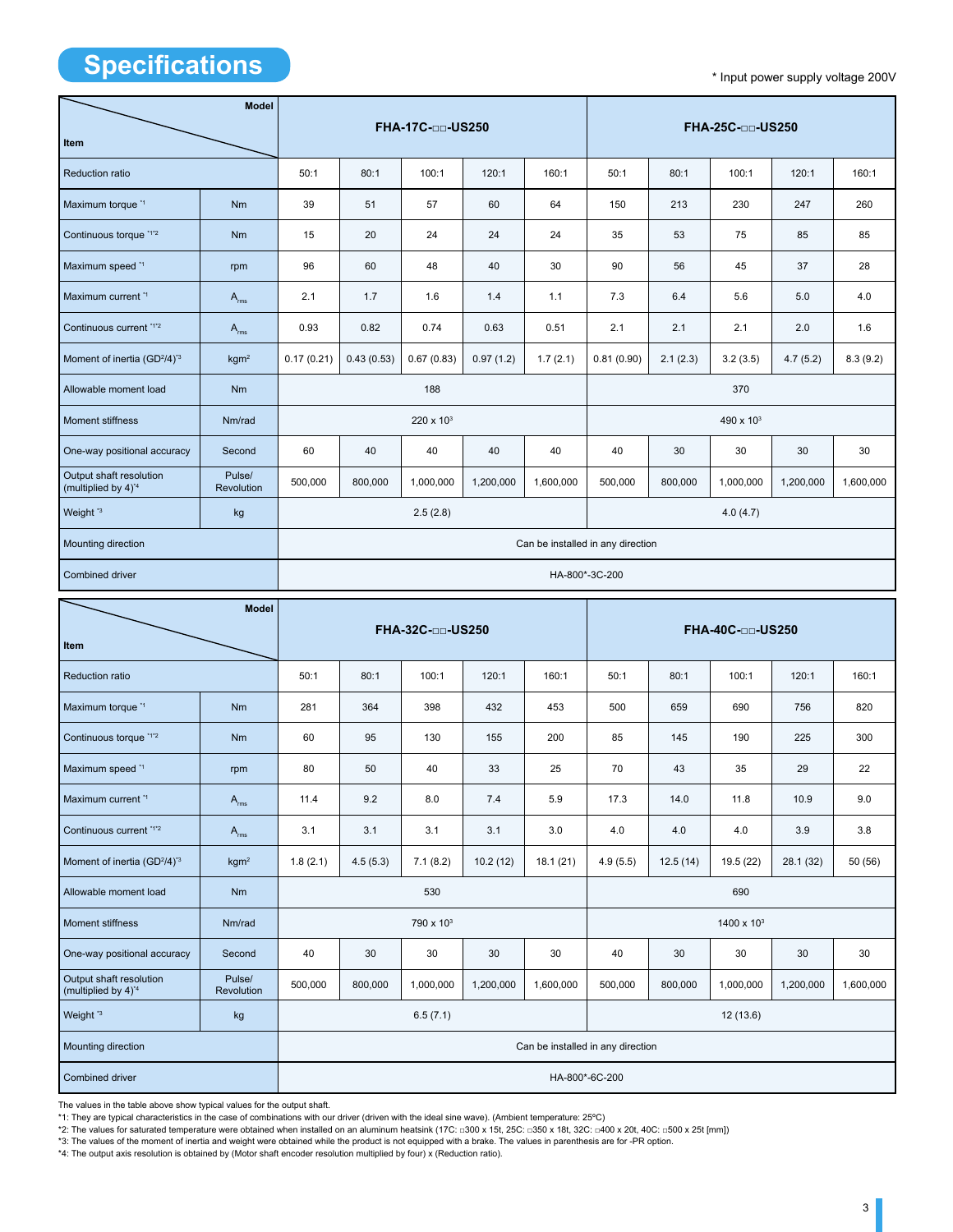# Specifications

* Input power supply voltage 200V

| Item | | FHA-17C-□□-US250 | | | | | FHA-25C-□□-US250 | | | | |
|---|---|---|---|---|---|---|---|---|---|---|---|
| Reduction ratio | | 50:1 | 80:1 | 100:1 | 120:1 | 160:1 | 50:1 | 80:1 | 100:1 | 120:1 | 160:1 |
| Maximum torque *1 | Nm | 39 | 51 | 57 | 60 | 64 | 150 | 213 | 230 | 247 | 260 |
| Continuous torque *1*2 | Nm | 15 | 20 | 24 | 24 | 24 | 35 | 53 | 75 | 85 | 85 |
| Maximum speed *1 | rpm | 96 | 60 | 48 | 40 | 30 | 90 | 56 | 45 | 37 | 28 |
| Maximum current *1 | $A_{rms}$ | 2.1 | 1.7 | 1.6 | 1.4 | 1.1 | 7.3 | 6.4 | 5.6 | 5.0 | 4.0 |
| Continuous current *1*2 | $A_{rms}$ | 0.93 | 0.82 | 0.74 | 0.63 | 0.51 | 2.1 | 2.1 | 2.1 | 2.0 | 1.6 |
| Moment of inertia ($GD^2/4$)*3 | $kgm^2$ | 0.17 (0.21) | 0.43 (0.53) | 0.67 (0.83) | 0.97 (1.2) | 1.7 (2.1) | 0.81 (0.90) | 2.1 (2.3) | 3.2 (3.5) | 4.7 (5.2) | 8.3 (9.2) |
| Allowable moment load | Nm | 188 | | | | | 370 | | | | |
| Moment stiffness | Nm/rad | $220 \times 10^3$ | | | | | $490 \times 10^3$ | | | | |
| One-way positional accuracy | Second | 60 | 40 | 40 | 40 | 40 | 40 | 30 | 30 | 30 | 30 |
| Output shaft resolution (multiplied by 4)*4 | Pulse/ Revolution | 500,000 | 800,000 | 1,000,000 | 1,200,000 | 1,600,000 | 500,000 | 800,000 | 1,000,000 | 1,200,000 | 1,600,000 |
| Weight *3 | kg | 2.5 (2.8) | | | | | 4.0 (4.7) | | | | |
| Mounting direction | | Can be installed in any direction | | | | | | | | | |
| Combined driver | | HA-800*-3C-200 | | | | | | | | | |

| Item | | FHA-32C-□□-US250 | | | | | FHA-40C-□□-US250 | | | | |
|---|---|---|---|---|---|---|---|---|---|---|---|
| Reduction ratio | | 50:1 | 80:1 | 100:1 | 120:1 | 160:1 | 50:1 | 80:1 | 100:1 | 120:1 | 160:1 |
| Maximum torque *1 | Nm | 281 | 364 | 398 | 432 | 453 | 500 | 659 | 690 | 756 | 820 |
| Continuous torque *1*2 | Nm | 60 | 95 | 130 | 155 | 200 | 85 | 145 | 190 | 225 | 300 |
| Maximum speed *1 | rpm | 80 | 50 | 40 | 33 | 25 | 70 | 43 | 35 | 29 | 22 |
| Maximum current *1 | $A_{rms}$ | 11.4 | 9.2 | 8.0 | 7.4 | 5.9 | 17.3 | 14.0 | 11.8 | 10.9 | 9.0 |
| Continuous current *1*2 | $A_{rms}$ | 3.1 | 3.1 | 3.1 | 3.1 | 3.0 | 4.0 | 4.0 | 4.0 | 3.9 | 3.8 |
| Moment of inertia ($GD^2/4$)*3 | $kgm^2$ | 1.8 (2.1) | 4.5 (5.3) | 7.1 (8.2) | 10.2 (12) | 18.1 (21) | 4.9 (5.5) | 12.5 (14) | 19.5 (22) | 28.1 (32) | 50 (56) |
| Allowable moment load | Nm | 530 | | | | | 690 | | | | |
| Moment stiffness | Nm/rad | $790 \times 10^3$ | | | | | $1400 \times 10^3$ | | | | |
| One-way positional accuracy | Second | 40 | 30 | 30 | 30 | 30 | 40 | 30 | 30 | 30 | 30 |
| Output shaft resolution (multiplied by 4)*4 | Pulse/ Revolution | 500,000 | 800,000 | 1,000,000 | 1,200,000 | 1,600,000 | 500,000 | 800,000 | 1,000,000 | 1,200,000 | 1,600,000 |
| Weight *3 | kg | 6.5 (7.1) | | | | | 12 (13.6) | | | | |
| Mounting direction | | Can be installed in any direction | | | | | | | | | |
| Combined driver | | HA-800*-6C-200 | | | | | | | | | |

The values in the table above show typical values for the output shaft.

*1: They are typical characteristics in the case of combinations with our driver (driven with the ideal sine wave). (Ambient temperature: 25ºC)

*2: The values for saturated temperature were obtained when installed on an aluminum heatsink (17C: □300 x 15t, 25C: □350 x 18t, 32C: □400 x 20t, 40C: □500 x 25t [mm])

*3: The values of the moment of inertia and weight were obtained while the product is not equipped with a brake. The values in parenthesis are for -PR option.

*4: The output axis resolution is obtained by (Motor shaft encoder resolution multiplied by four) x (Reduction ratio).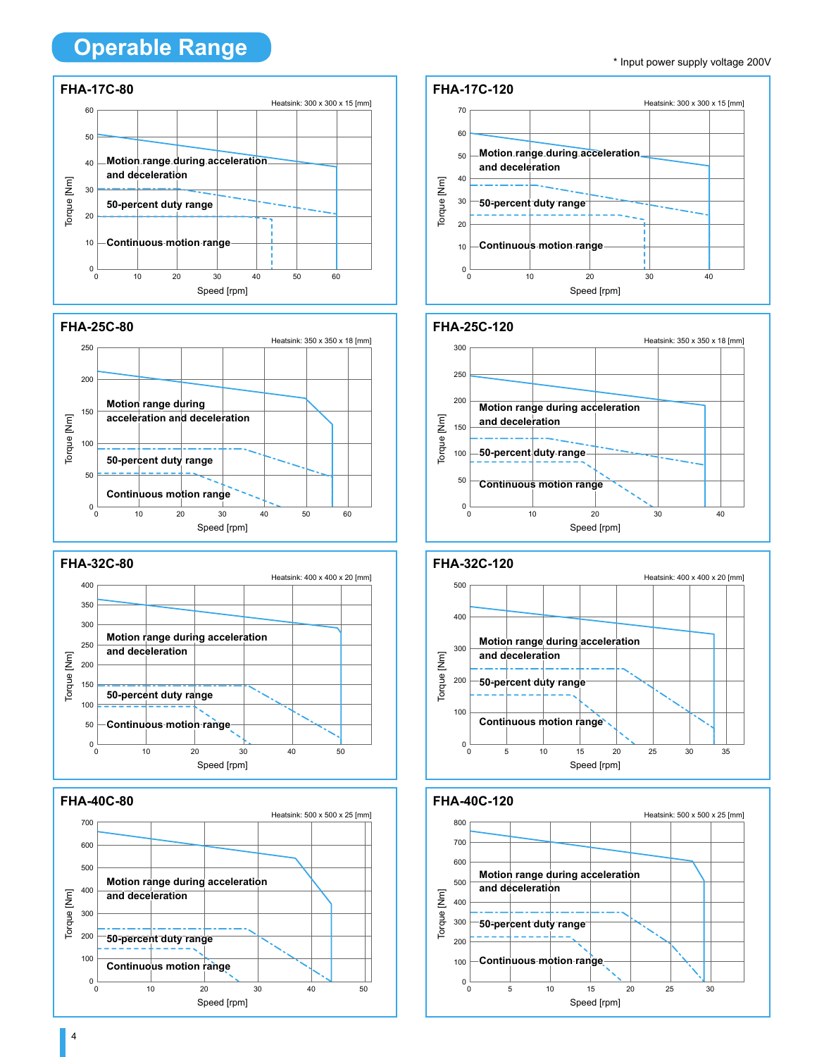# Operable Range

\* Input power supply voltage 200V

### FHA-17C-80

Heatsink: 300 x 300 x 15 [mm]

Motion range during acceleration and deceleration

50-percent duty range

Continuous motion range

Torque [Nm]

Speed [rpm]

### FHA-17C-120

Heatsink: 300 x 300 x 15 [mm]

Motion range during acceleration and deceleration

50-percent duty range

Continuous motion range

Torque [Nm]

Speed [rpm]

### FHA-25C-80

Heatsink: 350 x 350 x 18 [mm]

Motion range during acceleration and deceleration

50-percent duty range

Continuous motion range

Torque [Nm]

Speed [rpm]

### FHA-25C-120

Heatsink: 350 x 350 x 18 [mm]

Motion range during acceleration and deceleration

50-percent duty range

Continuous motion range

Torque [Nm]

Speed [rpm]

### FHA-32C-80

Heatsink: 400 x 400 x 20 [mm]

Motion range during acceleration and deceleration

50-percent duty range

Continuous motion range

Torque [Nm]

Speed [rpm]

### FHA-32C-120

Heatsink: 400 x 400 x 20 [mm]

Motion range during acceleration and deceleration

50-percent duty range

Continuous motion range

Torque [Nm]

Speed [rpm]

### FHA-40C-80

Heatsink: 500 x 500 x 25 [mm]

Motion range during acceleration and deceleration

50-percent duty range

Continuous motion range

Torque [Nm]

Speed [rpm]

### FHA-40C-120

Heatsink: 500 x 500 x 25 [mm]

Motion range during acceleration and deceleration

50-percent duty range

Continuous motion range

Torque [Nm]

Speed [rpm]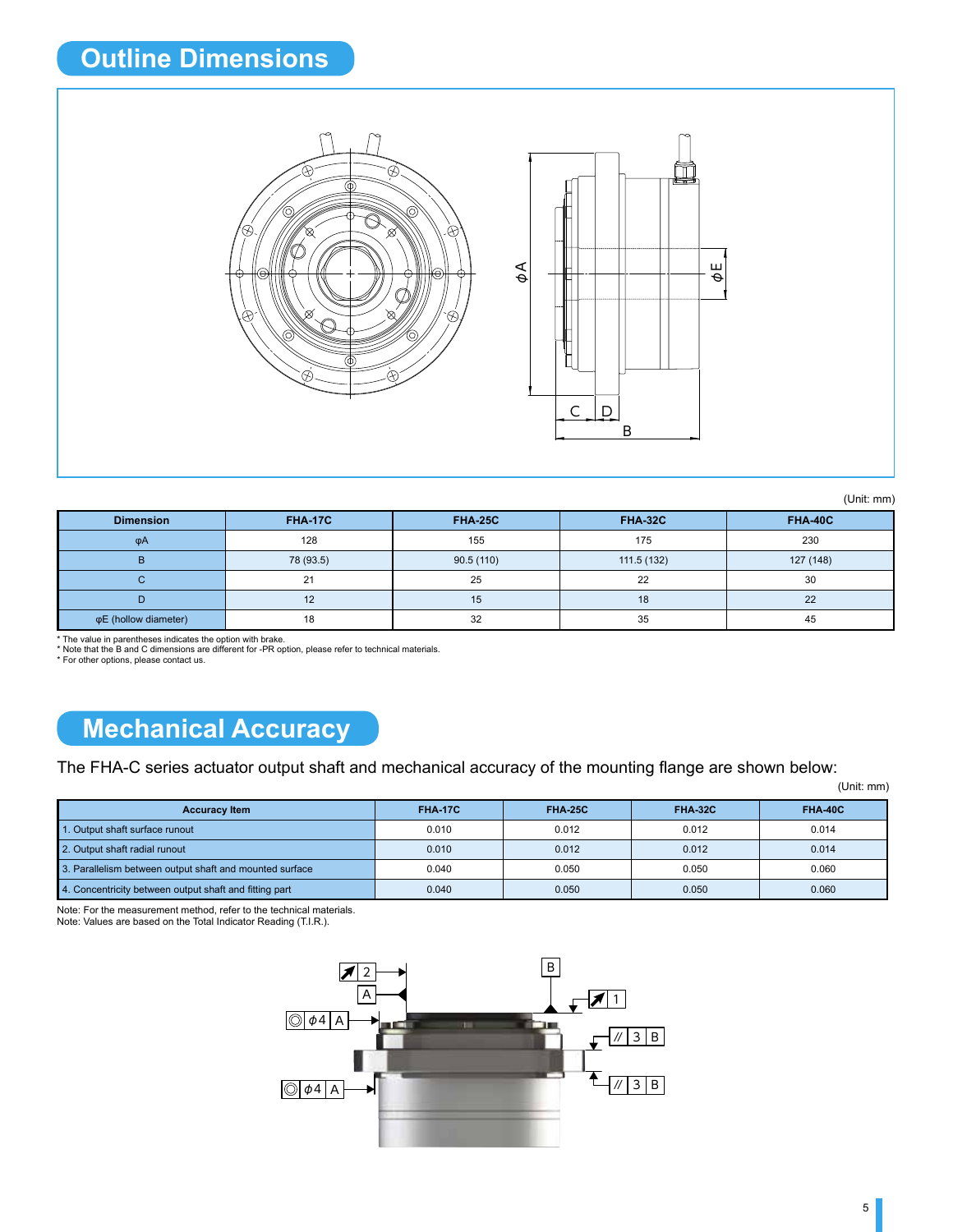## Outline Dimensions

(Unit: mm)

| Dimension | FHA-17C | FHA-25C | FHA-32C | FHA-40C |
|---|---|---|---|---|
| φA | 128 | 155 | 175 | 230 |
| B | 78 (93.5) | 90.5 (110) | 111.5 (132) | 127 (148) |
| C | 21 | 25 | 22 | 30 |
| D | 12 | 15 | 18 | 22 |
| φE (hollow diameter) | 18 | 32 | 35 | 45 |

* The value in parentheses indicates the option with brake.
* Note that the B and C dimensions are different for -PR option, please refer to technical materials.
* For other options, please contact us.

## Mechanical Accuracy

The FHA-C series actuator output shaft and mechanical accuracy of the mounting flange are shown below:

(Unit: mm)

| Accuracy Item | FHA-17C | FHA-25C | FHA-32C | FHA-40C |
|---|---|---|---|---|
| 1. Output shaft surface runout | 0.010 | 0.012 | 0.012 | 0.014 |
| 2. Output shaft radial runout | 0.010 | 0.012 | 0.012 | 0.014 |
| 3. Parallelism between output shaft and mounted surface | 0.040 | 0.050 | 0.050 | 0.060 |
| 4. Concentricity between output shaft and fitting part | 0.040 | 0.050 | 0.050 | 0.060 |

Note: For the measurement method, refer to the technical materials.
Note: Values are based on the Total Indicator Reading (T.I.R.).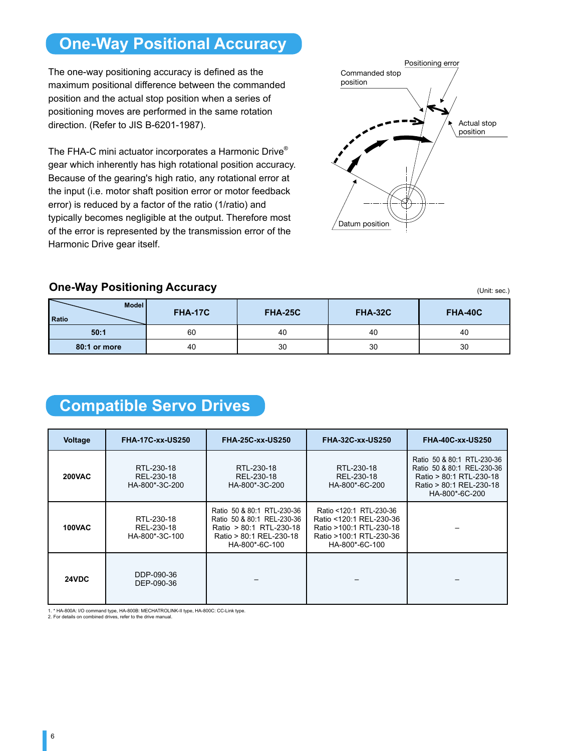# One-Way Positional Accuracy

The one-way positioning accuracy is defined as the maximum positional difference between the commanded position and the actual stop position when a series of positioning moves are performed in the same rotation direction. (Refer to JIS B-6201-1987).

The FHA-C mini actuator incorporates a Harmonic Drive® gear which inherently has high rotational position accuracy. Because of the gearing's high ratio, any rotational error at the input (i.e. motor shaft position error or motor feedback error) is reduced by a factor of the ratio (1/ratio) and typically becomes negligible at the output. Therefore most of the error is represented by the transmission error of the Harmonic Drive gear itself.

Positioning error

Commanded stop position

Actual stop position

Datum position

## One-Way Positioning Accuracy

(Unit: sec.)

| Ratio \ Model | FHA-17C | FHA-25C | FHA-32C | FHA-40C |
|---|---|---|---|---|
| 50:1 | 60 | 40 | 40 | 40 |
| 80:1 or more | 40 | 30 | 30 | 30 |

# Compatible Servo Drives

| Voltage | FHA-17C-xx-US250 | FHA-25C-xx-US250 | FHA-32C-xx-US250 | FHA-40C-xx-US250 |
|---|---|---|---|---|
| 200VAC | RTL-230-18<br>REL-230-18<br>HA-800*-3C-200 | RTL-230-18<br>REL-230-18<br>HA-800*-3C-200 | RTL-230-18<br>REL-230-18<br>HA-800*-6C-200 | Ratio 50 & 80:1 RTL-230-36<br>Ratio 50 & 80:1 REL-230-36<br>Ratio > 80:1 RTL-230-18<br>Ratio > 80:1 REL-230-18<br>HA-800*-6C-200 |
| 100VAC | RTL-230-18<br>REL-230-18<br>HA-800*-3C-100 | Ratio 50 & 80:1 RTL-230-36<br>Ratio 50 & 80:1 REL-230-36<br>Ratio > 80:1 RTL-230-18<br>Ratio > 80:1 REL-230-18<br>HA-800*-6C-100 | Ratio <120:1 RTL-230-36<br>Ratio <120:1 REL-230-36<br>Ratio >100:1 RTL-230-18<br>Ratio >100:1 REL-230-36<br>HA-800*-6C-100 | – |
| 24VDC | DDP-090-36<br>DEP-090-36 | – | – | – |

1. * HA-800A: I/O command type, HA-800B: MECHATROLINK-II type, HA-800C: CC-Link type.
2. For details on combined drives, refer to the drive manual.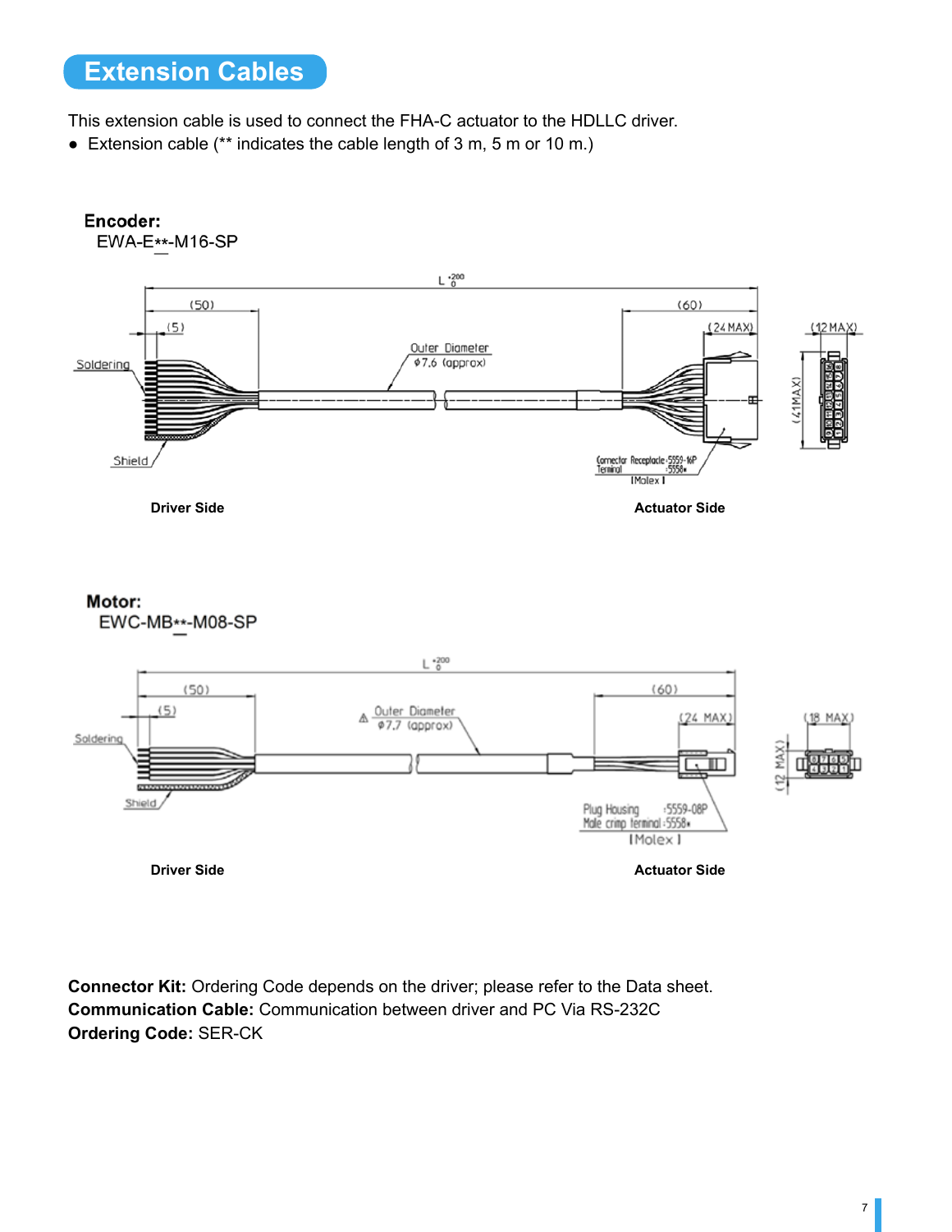## Extension Cables

This extension cable is used to connect the FHA-C actuator to the HDLLC driver.

- Extension cable (** indicates the cable length of 3 m, 5 m or 10 m.)

**Encoder:**
EWA-E**-M16-SP

Driver Side

Actuator Side

**Motor:**
EWC-MB**-M08-SP

Driver Side

Actuator Side

**Connector Kit:** Ordering Code depends on the driver; please refer to the Data sheet.
**Communication Cable:** Communication between driver and PC Via RS-232C
**Ordering Code:** SER-CK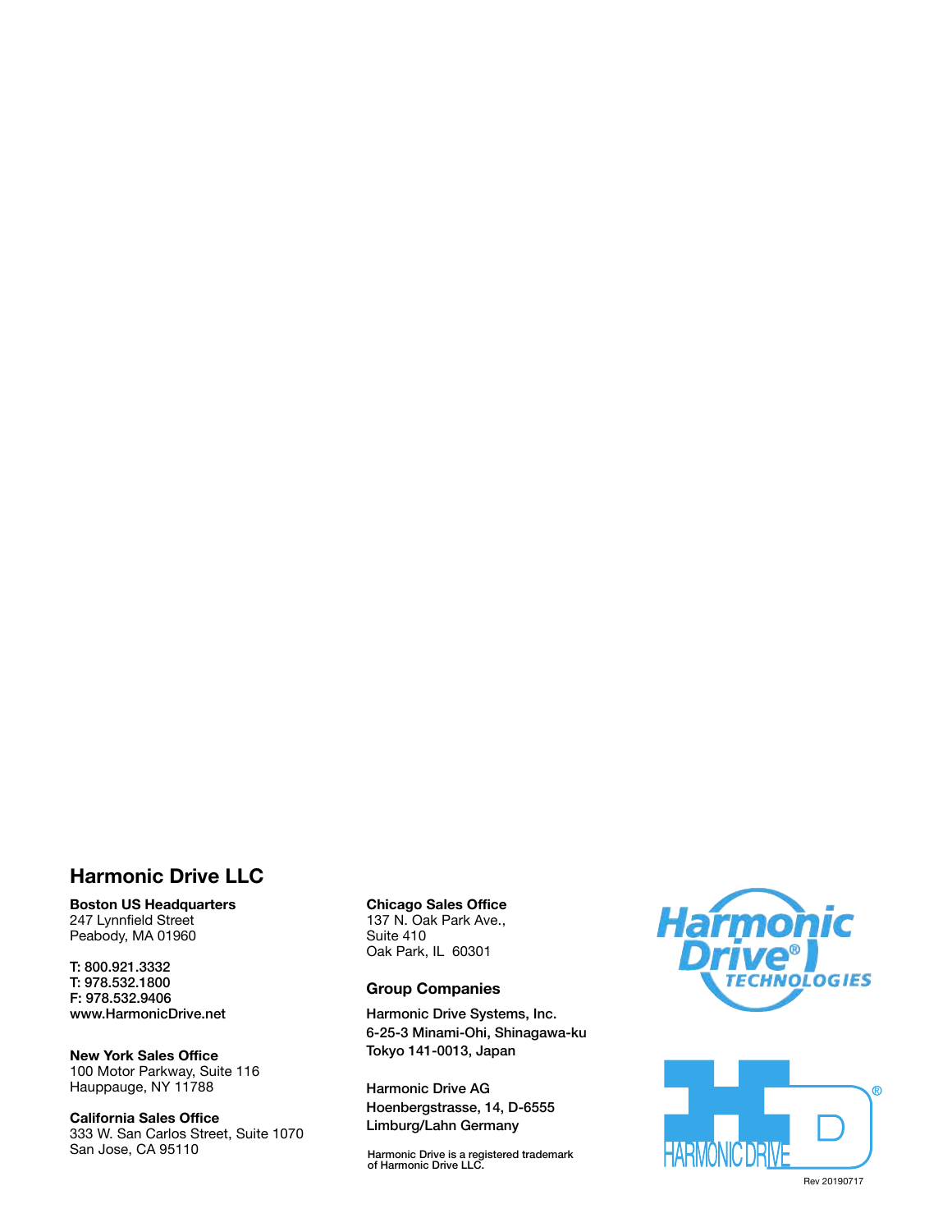## Harmonic Drive LLC

**Boston US Headquarters**
247 Lynnfield Street
Peabody, MA 01960

T: 800.921.3332
T: 978.532.1800
F: 978.532.9406
www.HarmonicDrive.net

**New York Sales Office**
100 Motor Parkway, Suite 116
Hauppauge, NY 11788

**California Sales Office**
333 W. San Carlos Street, Suite 1070
San Jose, CA 95110

**Chicago Sales Office**
137 N. Oak Park Ave.,
Suite 410
Oak Park, IL 60301

### Group Companies

Harmonic Drive Systems, Inc.
6-25-3 Minami-Ohi, Shinagawa-ku
Tokyo 141-0013, Japan

Harmonic Drive AG
Hoenbergstrasse, 14, D-6555
Limburg/Lahn Germany

Harmonic Drive is a registered trademark of Harmonic Drive LLC.

Harmonic Drive® TECHNOLOGIES

HARMONIC DRIVE®

Rev 20190717